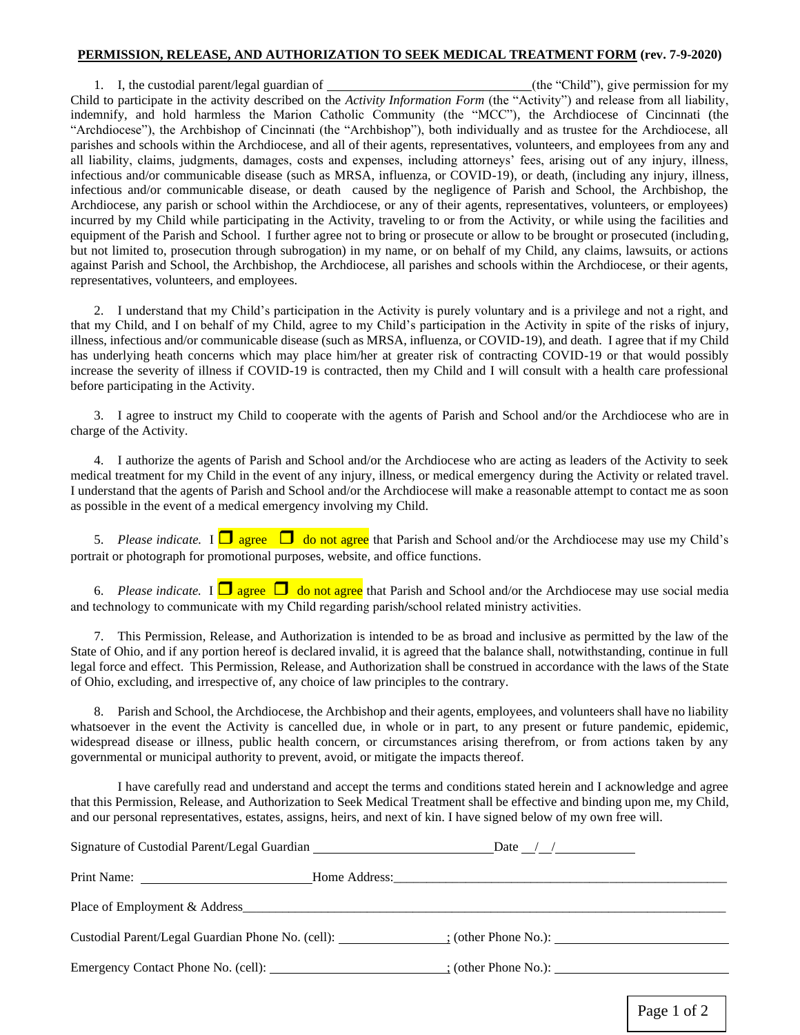**PERMISSION, RELEASE, AND AUTHORIZATION TO SEEK MEDICAL TREATMENT FORM (rev. 7-9-2020)**

1. I, the custodial parent/legal guardian of ______________________________(the "Child"), give permission for my Child to participate in the activity described on the *Activity Information Form* (the "Activity") and release from all liability, indemnify, and hold harmless the Marion Catholic Community (the "MCC"), the Archdiocese of Cincinnati (the "Archdiocese"), the Archbishop of Cincinnati (the "Archbishop"), both individually and as trustee for the Archdiocese, all parishes and schools within the Archdiocese, and all of their agents, representatives, volunteers, and employees from any and all liability, claims, judgments, damages, costs and expenses, including attorneys' fees, arising out of any injury, illness, infectious and/or communicable disease (such as MRSA, influenza, or COVID-19), or death, (including any injury, illness, infectious and/or communicable disease, or death caused by the negligence of Parish and School, the Archbishop, the Archdiocese, any parish or school within the Archdiocese, or any of their agents, representatives, volunteers, or employees) incurred by my Child while participating in the Activity, traveling to or from the Activity, or while using the facilities and equipment of the Parish and School. I further agree not to bring or prosecute or allow to be brought or prosecuted (including, but not limited to, prosecution through subrogation) in my name, or on behalf of my Child, any claims, lawsuits, or actions against Parish and School, the Archbishop, the Archdiocese, all parishes and schools within the Archdiocese, or their agents, representatives, volunteers, and employees.

2. I understand that my Child's participation in the Activity is purely voluntary and is a privilege and not a right, and that my Child, and I on behalf of my Child, agree to my Child's participation in the Activity in spite of the risks of injury, illness, infectious and/or communicable disease (such as MRSA, influenza, or COVID-19), and death. I agree that if my Child has underlying heath concerns which may place him/her at greater risk of contracting COVID-19 or that would possibly increase the severity of illness if COVID-19 is contracted, then my Child and I will consult with a health care professional before participating in the Activity.

3. I agree to instruct my Child to cooperate with the agents of Parish and School and/or the Archdiocese who are in charge of the Activity.

4. I authorize the agents of Parish and School and/or the Archdiocese who are acting as leaders of the Activity to seek medical treatment for my Child in the event of any injury, illness, or medical emergency during the Activity or related travel. I understand that the agents of Parish and School and/or the Archdiocese will make a reasonable attempt to contact me as soon as possible in the event of a medical emergency involving my Child.

5. *Please indicate.* I ☐ agree ☐ do not agree that Parish and School and/or the Archdiocese may use my Child's portrait or photograph for promotional purposes, website, and office functions.

6. *Please indicate.* I ☐ agree ☐ do not agree that Parish and School and/or the Archdiocese may use social media and technology to communicate with my Child regarding parish/school related ministry activities.

7. This Permission, Release, and Authorization is intended to be as broad and inclusive as permitted by the law of the State of Ohio, and if any portion hereof is declared invalid, it is agreed that the balance shall, notwithstanding, continue in full legal force and effect. This Permission, Release, and Authorization shall be construed in accordance with the laws of the State of Ohio, excluding, and irrespective of, any choice of law principles to the contrary.

8. Parish and School, the Archdiocese, the Archbishop and their agents, employees, and volunteers shall have no liability whatsoever in the event the Activity is cancelled due, in whole or in part, to any present or future pandemic, epidemic, widespread disease or illness, public health concern, or circumstances arising therefrom, or from actions taken by any governmental or municipal authority to prevent, avoid, or mitigate the impacts thereof.

I have carefully read and understand and accept the terms and conditions stated herein and I acknowledge and agree that this Permission, Release, and Authorization to Seek Medical Treatment shall be effective and binding upon me, my Child, and our personal representatives, estates, assigns, heirs, and next of kin. I have signed below of my own free will.

Signature of Custodial Parent/Legal Guardian ___________________________ Date __/__/__________

Print Name: _________________________ Home Address: ____________________________________________________

Place of Employment & Address ___________________________________________________________________________

Custodial Parent/Legal Guardian Phone No. (cell): ________________; (other Phone No.): __________________________

Emergency Contact Phone No. (cell): __________________________; (other Phone No.): __________________________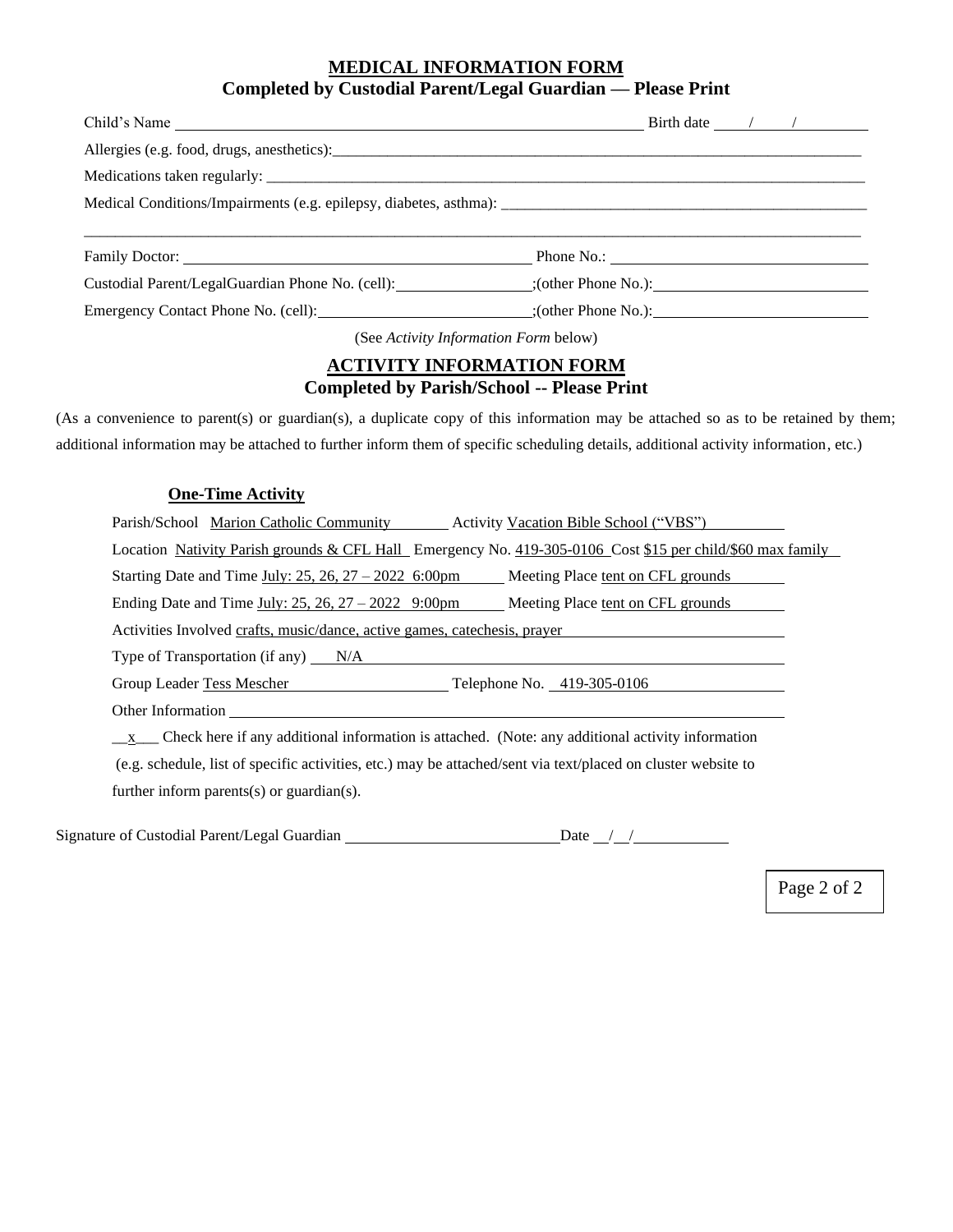## MEDICAL INFORMATION FORM

**Completed by Custodial Parent/Legal Guardian — Please Print**

Child's Name ______________________________________________ Birth date ____/____/________

Allergies (e.g. food, drugs, anesthetics):______________________________________________

Medications taken regularly: ______________________________________________

Medical Conditions/Impairments (e.g. epilepsy, diabetes, asthma): ______________________________________________

______________________________________________

Family Doctor: ______________________________ Phone No.: ______________________________

Custodial Parent/LegalGuardian Phone No. (cell):________________;(other Phone No.):________________________

Emergency Contact Phone No. (cell):________________________;(other Phone No.):________________________

(See *Activity Information Form* below)

## ACTIVITY INFORMATION FORM

**Completed by Parish/School -- Please Print**

(As a convenience to parent(s) or guardian(s), a duplicate copy of this information may be attached so as to be retained by them; additional information may be attached to further inform them of specific scheduling details, additional activity information, etc.)

### One-Time Activity

Parish/School Marion Catholic Community Activity Vacation Bible School ("VBS")

Location Nativity Parish grounds & CFL Hall Emergency No. 419-305-0106 Cost $15 per child/$60 max family

Starting Date and Time July: 25, 26, 27 – 2022 6:00pm Meeting Place tent on CFL grounds

Ending Date and Time July: 25, 26, 27 – 2022 9:00pm Meeting Place tent on CFL grounds

Activities Involved crafts, music/dance, active games, catechesis, prayer

Type of Transportation (if any) N/A

Group Leader Tess Mescher Telephone No. 419-305-0106

Other Information ______________________________________________

__x___ Check here if any additional information is attached. (Note: any additional activity information (e.g. schedule, list of specific activities, etc.) may be attached/sent via text/placed on cluster website to further inform parents(s) or guardian(s).

Signature of Custodial Parent/Legal Guardian ____________________________ Date __/__/____________